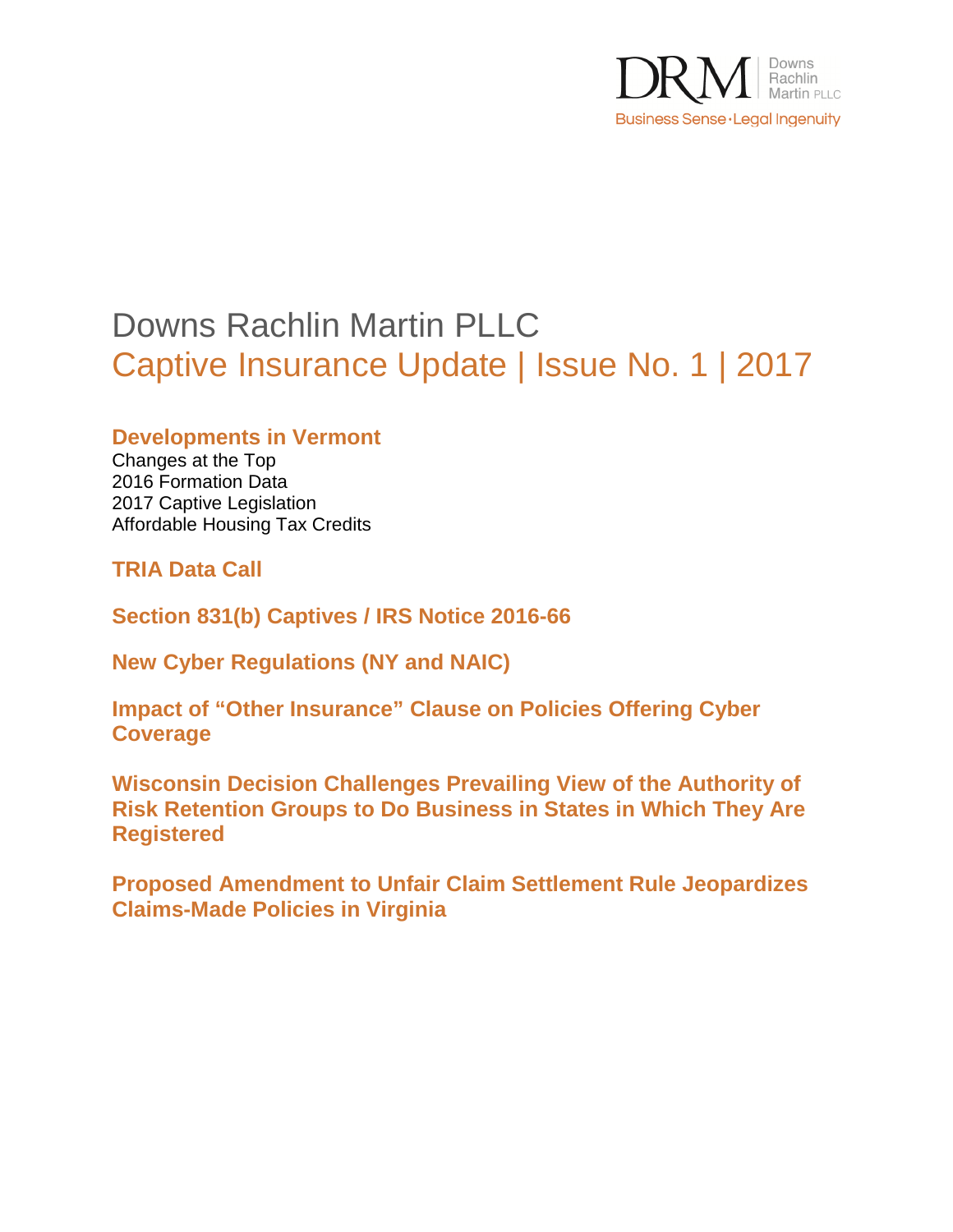DRM Downs Rachlin Martin PLLC

Business Sense · Legal Ingenuity

# Downs Rachlin Martin PLLC

## Captive Insurance Update | Issue No. 1 | 2017

### Developments in Vermont

Changes at the Top
2016 Formation Data
2017 Captive Legislation
Affordable Housing Tax Credits

### TRIA Data Call

### Section 831(b) Captives / IRS Notice 2016-66

### New Cyber Regulations (NY and NAIC)

### Impact of "Other Insurance" Clause on Policies Offering Cyber Coverage

### Wisconsin Decision Challenges Prevailing View of the Authority of Risk Retention Groups to Do Business in States in Which They Are Registered

### Proposed Amendment to Unfair Claim Settlement Rule Jeopardizes Claims-Made Policies in Virginia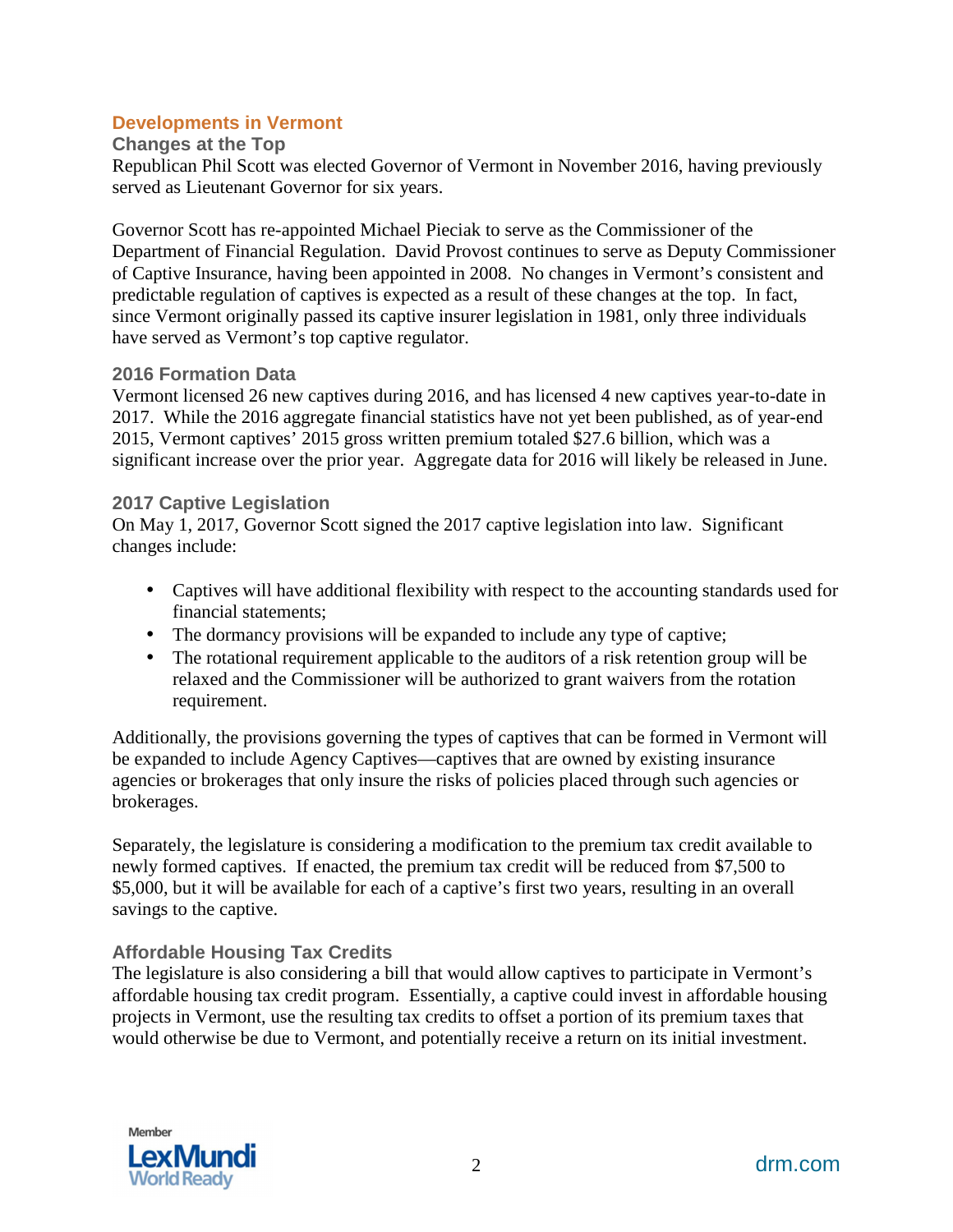## Developments in Vermont

### Changes at the Top

Republican Phil Scott was elected Governor of Vermont in November 2016, having previously served as Lieutenant Governor for six years.

Governor Scott has re-appointed Michael Pieciak to serve as the Commissioner of the Department of Financial Regulation. David Provost continues to serve as Deputy Commissioner of Captive Insurance, having been appointed in 2008. No changes in Vermont's consistent and predictable regulation of captives is expected as a result of these changes at the top. In fact, since Vermont originally passed its captive insurer legislation in 1981, only three individuals have served as Vermont's top captive regulator.

### 2016 Formation Data

Vermont licensed 26 new captives during 2016, and has licensed 4 new captives year-to-date in 2017. While the 2016 aggregate financial statistics have not yet been published, as of year-end 2015, Vermont captives' 2015 gross written premium totaled $27.6 billion, which was a significant increase over the prior year. Aggregate data for 2016 will likely be released in June.

### 2017 Captive Legislation

On May 1, 2017, Governor Scott signed the 2017 captive legislation into law. Significant changes include:

- Captives will have additional flexibility with respect to the accounting standards used for financial statements;
- The dormancy provisions will be expanded to include any type of captive;
- The rotational requirement applicable to the auditors of a risk retention group will be relaxed and the Commissioner will be authorized to grant waivers from the rotation requirement.

Additionally, the provisions governing the types of captives that can be formed in Vermont will be expanded to include Agency Captives—captives that are owned by existing insurance agencies or brokerages that only insure the risks of policies placed through such agencies or brokerages.

Separately, the legislature is considering a modification to the premium tax credit available to newly formed captives. If enacted, the premium tax credit will be reduced from $7,500 to $5,000, but it will be available for each of a captive's first two years, resulting in an overall savings to the captive.

### Affordable Housing Tax Credits

The legislature is also considering a bill that would allow captives to participate in Vermont's affordable housing tax credit program. Essentially, a captive could invest in affordable housing projects in Vermont, use the resulting tax credits to offset a portion of its premium taxes that would otherwise be due to Vermont, and potentially receive a return on its initial investment.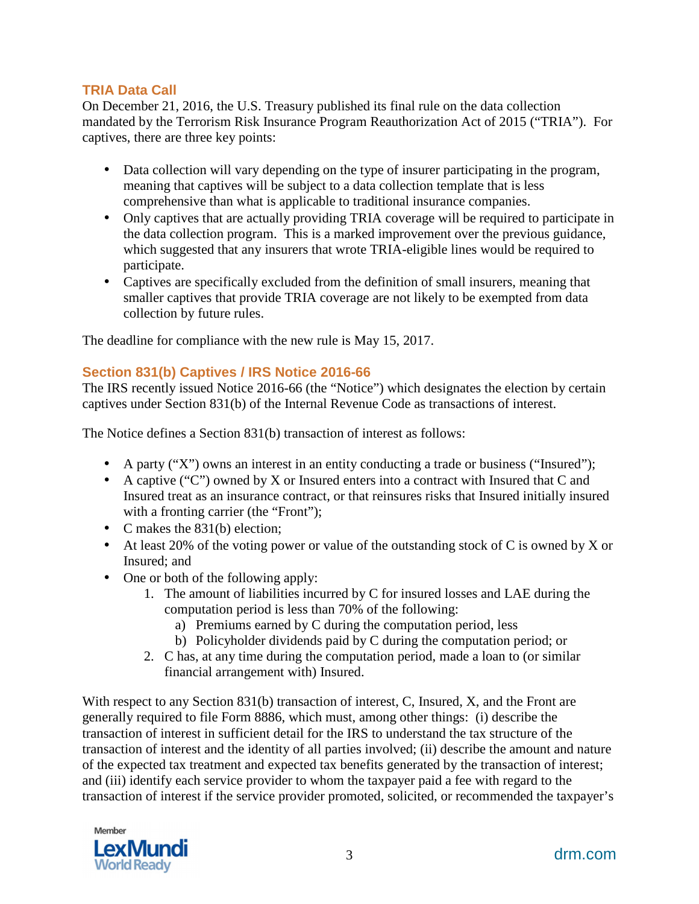## TRIA Data Call

On December 21, 2016, the U.S. Treasury published its final rule on the data collection mandated by the Terrorism Risk Insurance Program Reauthorization Act of 2015 ("TRIA"). For captives, there are three key points:

- Data collection will vary depending on the type of insurer participating in the program, meaning that captives will be subject to a data collection template that is less comprehensive than what is applicable to traditional insurance companies.
- Only captives that are actually providing TRIA coverage will be required to participate in the data collection program. This is a marked improvement over the previous guidance, which suggested that any insurers that wrote TRIA-eligible lines would be required to participate.
- Captives are specifically excluded from the definition of small insurers, meaning that smaller captives that provide TRIA coverage are not likely to be exempted from data collection by future rules.

The deadline for compliance with the new rule is May 15, 2017.

## Section 831(b) Captives / IRS Notice 2016-66

The IRS recently issued Notice 2016-66 (the "Notice") which designates the election by certain captives under Section 831(b) of the Internal Revenue Code as transactions of interest.

The Notice defines a Section 831(b) transaction of interest as follows:

- A party ("X") owns an interest in an entity conducting a trade or business ("Insured");
- A captive ("C") owned by X or Insured enters into a contract with Insured that C and Insured treat as an insurance contract, or that reinsures risks that Insured initially insured with a fronting carrier (the "Front");
- C makes the 831(b) election;
- At least 20% of the voting power or value of the outstanding stock of C is owned by X or Insured; and
- One or both of the following apply:
  1. The amount of liabilities incurred by C for insured losses and LAE during the computation period is less than 70% of the following:
     a) Premiums earned by C during the computation period, less
     b) Policyholder dividends paid by C during the computation period; or
  2. C has, at any time during the computation period, made a loan to (or similar financial arrangement with) Insured.

With respect to any Section 831(b) transaction of interest, C, Insured, X, and the Front are generally required to file Form 8886, which must, among other things: (i) describe the transaction of interest in sufficient detail for the IRS to understand the tax structure of the transaction of interest and the identity of all parties involved; (ii) describe the amount and nature of the expected tax treatment and expected tax benefits generated by the transaction of interest; and (iii) identify each service provider to whom the taxpayer paid a fee with regard to the transaction of interest if the service provider promoted, solicited, or recommended the taxpayer's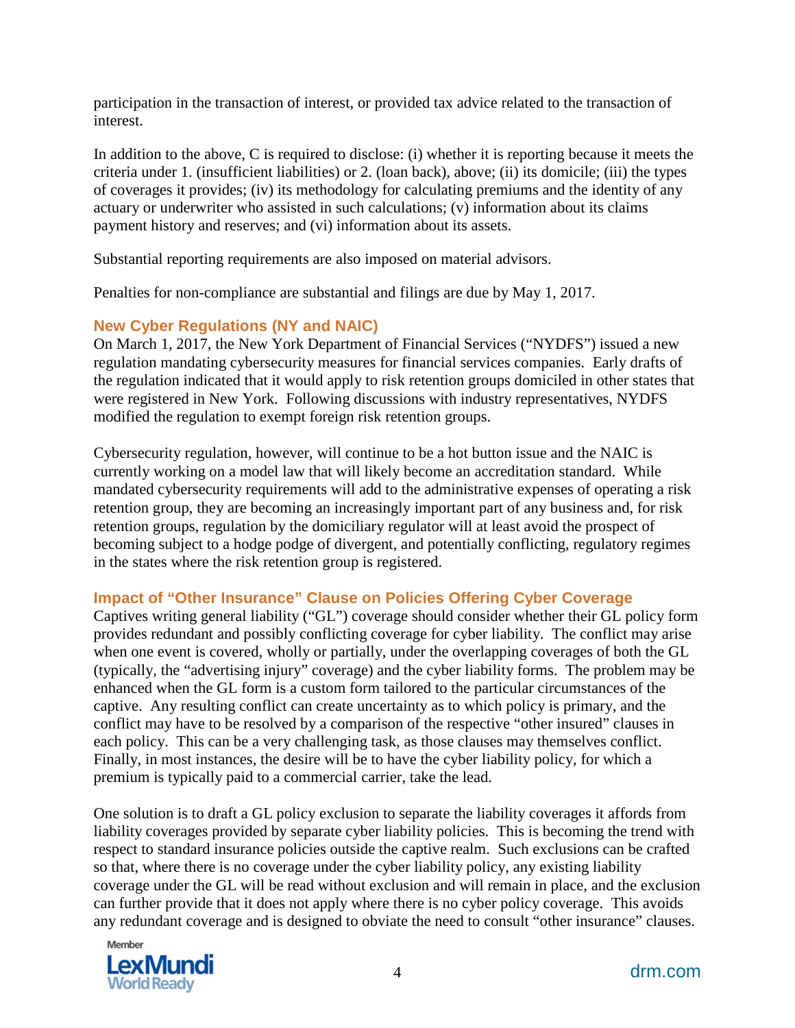participation in the transaction of interest, or provided tax advice related to the transaction of interest.

In addition to the above, C is required to disclose: (i) whether it is reporting because it meets the criteria under 1. (insufficient liabilities) or 2. (loan back), above; (ii) its domicile; (iii) the types of coverages it provides; (iv) its methodology for calculating premiums and the identity of any actuary or underwriter who assisted in such calculations; (v) information about its claims payment history and reserves; and (vi) information about its assets.

Substantial reporting requirements are also imposed on material advisors.

Penalties for non-compliance are substantial and filings are due by May 1, 2017.

### New Cyber Regulations (NY and NAIC)

On March 1, 2017, the New York Department of Financial Services ("NYDFS") issued a new regulation mandating cybersecurity measures for financial services companies. Early drafts of the regulation indicated that it would apply to risk retention groups domiciled in other states that were registered in New York. Following discussions with industry representatives, NYDFS modified the regulation to exempt foreign risk retention groups.

Cybersecurity regulation, however, will continue to be a hot button issue and the NAIC is currently working on a model law that will likely become an accreditation standard. While mandated cybersecurity requirements will add to the administrative expenses of operating a risk retention group, they are becoming an increasingly important part of any business and, for risk retention groups, regulation by the domiciliary regulator will at least avoid the prospect of becoming subject to a hodge podge of divergent, and potentially conflicting, regulatory regimes in the states where the risk retention group is registered.

### Impact of "Other Insurance" Clause on Policies Offering Cyber Coverage

Captives writing general liability ("GL") coverage should consider whether their GL policy form provides redundant and possibly conflicting coverage for cyber liability. The conflict may arise when one event is covered, wholly or partially, under the overlapping coverages of both the GL (typically, the "advertising injury" coverage) and the cyber liability forms. The problem may be enhanced when the GL form is a custom form tailored to the particular circumstances of the captive. Any resulting conflict can create uncertainty as to which policy is primary, and the conflict may have to be resolved by a comparison of the respective "other insured" clauses in each policy. This can be a very challenging task, as those clauses may themselves conflict. Finally, in most instances, the desire will be to have the cyber liability policy, for which a premium is typically paid to a commercial carrier, take the lead.

One solution is to draft a GL policy exclusion to separate the liability coverages it affords from liability coverages provided by separate cyber liability policies. This is becoming the trend with respect to standard insurance policies outside the captive realm. Such exclusions can be crafted so that, where there is no coverage under the cyber liability policy, any existing liability coverage under the GL will be read without exclusion and will remain in place, and the exclusion can further provide that it does not apply where there is no cyber policy coverage. This avoids any redundant coverage and is designed to obviate the need to consult "other insurance" clauses.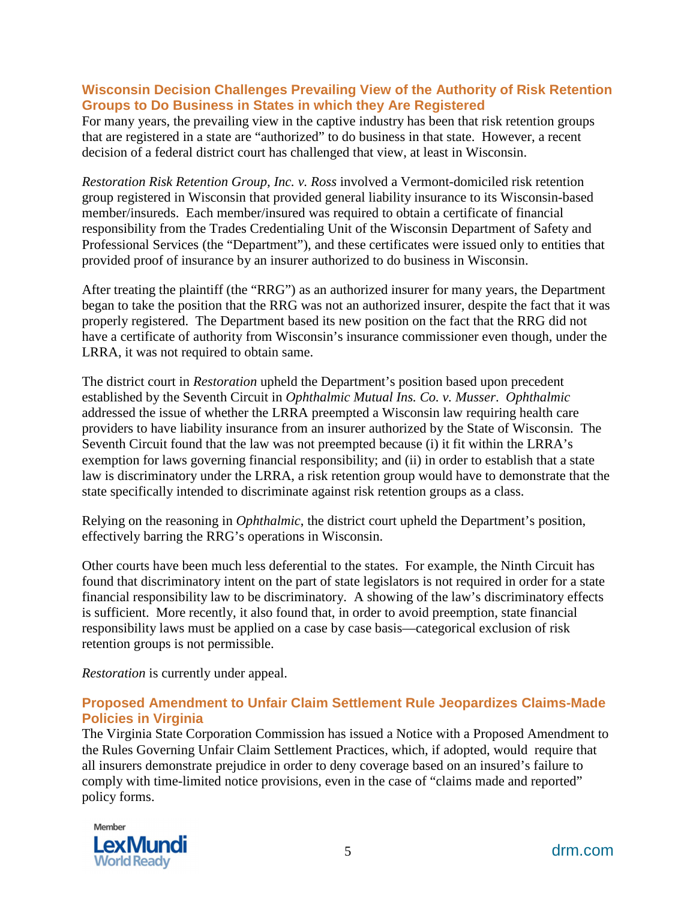## Wisconsin Decision Challenges Prevailing View of the Authority of Risk Retention Groups to Do Business in States in which they Are Registered

For many years, the prevailing view in the captive industry has been that risk retention groups that are registered in a state are "authorized" to do business in that state. However, a recent decision of a federal district court has challenged that view, at least in Wisconsin.

*Restoration Risk Retention Group, Inc. v. Ross* involved a Vermont-domiciled risk retention group registered in Wisconsin that provided general liability insurance to its Wisconsin-based member/insureds. Each member/insured was required to obtain a certificate of financial responsibility from the Trades Credentialing Unit of the Wisconsin Department of Safety and Professional Services (the "Department"), and these certificates were issued only to entities that provided proof of insurance by an insurer authorized to do business in Wisconsin.

After treating the plaintiff (the "RRG") as an authorized insurer for many years, the Department began to take the position that the RRG was not an authorized insurer, despite the fact that it was properly registered. The Department based its new position on the fact that the RRG did not have a certificate of authority from Wisconsin's insurance commissioner even though, under the LRRA, it was not required to obtain same.

The district court in *Restoration* upheld the Department's position based upon precedent established by the Seventh Circuit in *Ophthalmic Mutual Ins. Co. v. Musser*. *Ophthalmic* addressed the issue of whether the LRRA preempted a Wisconsin law requiring health care providers to have liability insurance from an insurer authorized by the State of Wisconsin. The Seventh Circuit found that the law was not preempted because (i) it fit within the LRRA's exemption for laws governing financial responsibility; and (ii) in order to establish that a state law is discriminatory under the LRRA, a risk retention group would have to demonstrate that the state specifically intended to discriminate against risk retention groups as a class.

Relying on the reasoning in *Ophthalmic*, the district court upheld the Department's position, effectively barring the RRG's operations in Wisconsin.

Other courts have been much less deferential to the states. For example, the Ninth Circuit has found that discriminatory intent on the part of state legislators is not required in order for a state financial responsibility law to be discriminatory. A showing of the law's discriminatory effects is sufficient. More recently, it also found that, in order to avoid preemption, state financial responsibility laws must be applied on a case by case basis—categorical exclusion of risk retention groups is not permissible.

*Restoration* is currently under appeal.

## Proposed Amendment to Unfair Claim Settlement Rule Jeopardizes Claims-Made Policies in Virginia

The Virginia State Corporation Commission has issued a Notice with a Proposed Amendment to the Rules Governing Unfair Claim Settlement Practices, which, if adopted, would require that all insurers demonstrate prejudice in order to deny coverage based on an insured's failure to comply with time-limited notice provisions, even in the case of "claims made and reported" policy forms.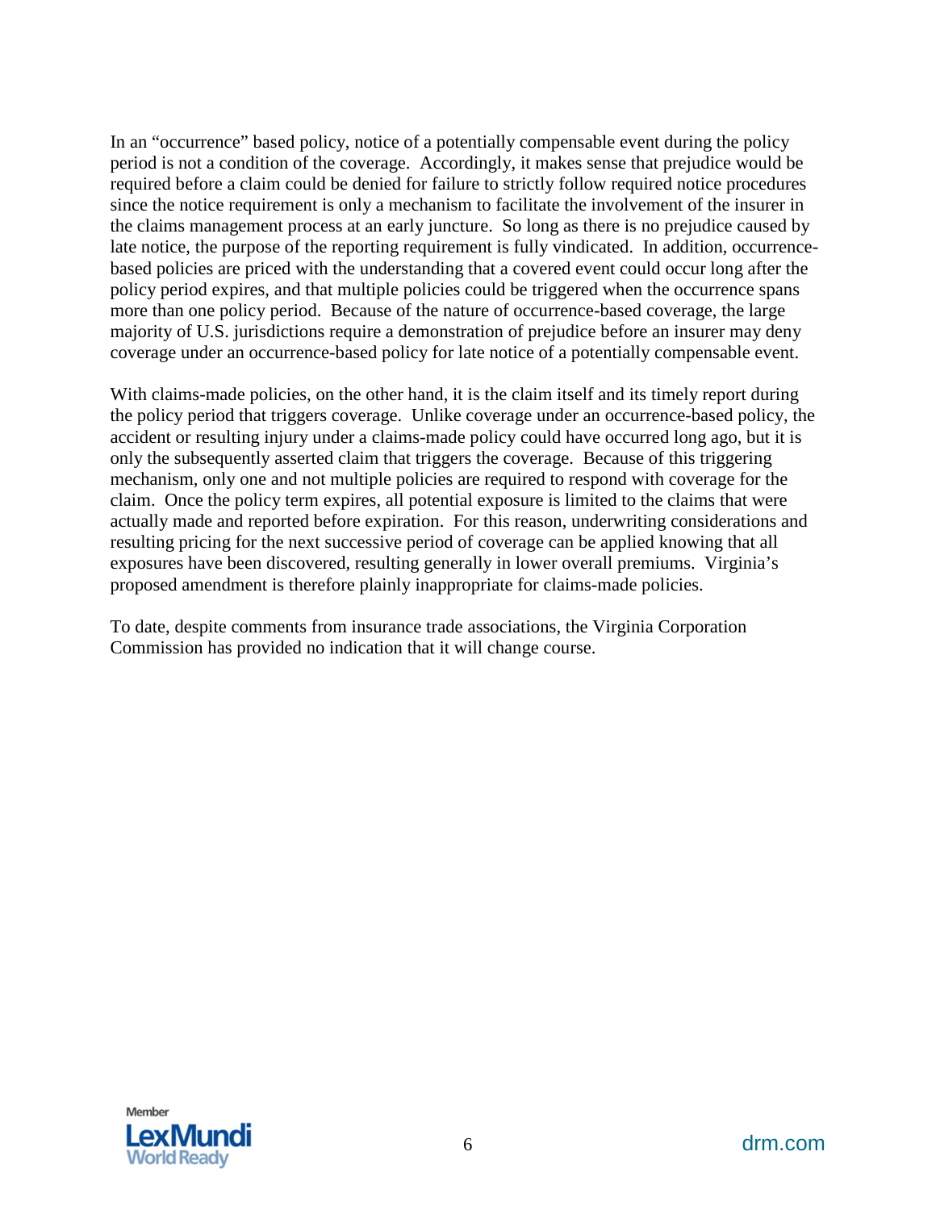In an "occurrence" based policy, notice of a potentially compensable event during the policy period is not a condition of the coverage. Accordingly, it makes sense that prejudice would be required before a claim could be denied for failure to strictly follow required notice procedures since the notice requirement is only a mechanism to facilitate the involvement of the insurer in the claims management process at an early juncture. So long as there is no prejudice caused by late notice, the purpose of the reporting requirement is fully vindicated. In addition, occurrence-based policies are priced with the understanding that a covered event could occur long after the policy period expires, and that multiple policies could be triggered when the occurrence spans more than one policy period. Because of the nature of occurrence-based coverage, the large majority of U.S. jurisdictions require a demonstration of prejudice before an insurer may deny coverage under an occurrence-based policy for late notice of a potentially compensable event.

With claims-made policies, on the other hand, it is the claim itself and its timely report during the policy period that triggers coverage. Unlike coverage under an occurrence-based policy, the accident or resulting injury under a claims-made policy could have occurred long ago, but it is only the subsequently asserted claim that triggers the coverage. Because of this triggering mechanism, only one and not multiple policies are required to respond with coverage for the claim. Once the policy term expires, all potential exposure is limited to the claims that were actually made and reported before expiration. For this reason, underwriting considerations and resulting pricing for the next successive period of coverage can be applied knowing that all exposures have been discovered, resulting generally in lower overall premiums. Virginia's proposed amendment is therefore plainly inappropriate for claims-made policies.

To date, despite comments from insurance trade associations, the Virginia Corporation Commission has provided no indication that it will change course.